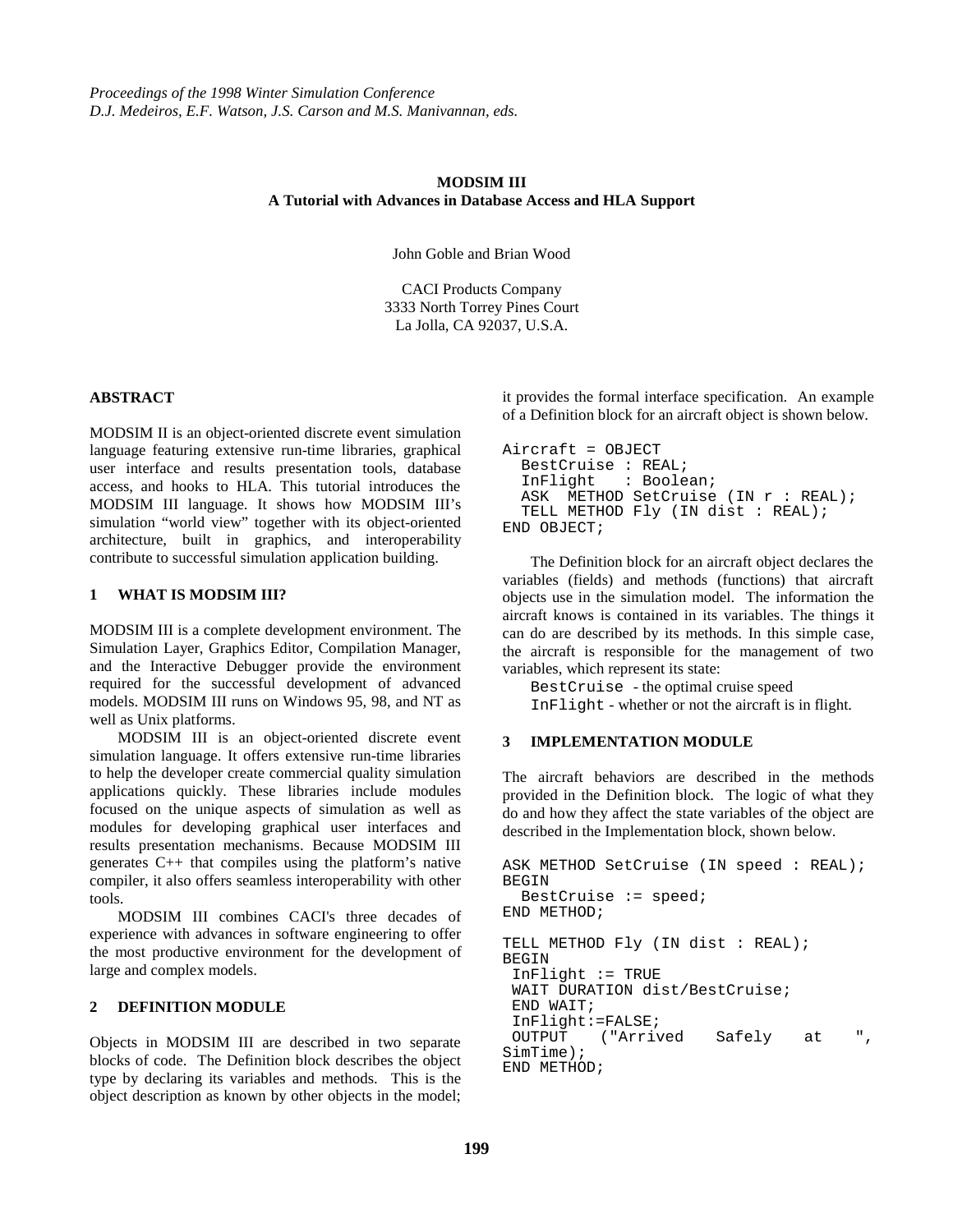*Proceedings of the 1998 Winter Simulation Conference*
*D.J. Medeiros, E.F. Watson, J.S. Carson and M.S. Manivannan, eds.*

# MODSIM III
## A Tutorial with Advances in Database Access and HLA Support

John Goble and Brian Wood

CACI Products Company
3333 North Torrey Pines Court
La Jolla, CA 92037, U.S.A.

## ABSTRACT

MODSIM II is an object-oriented discrete event simulation language featuring extensive run-time libraries, graphical user interface and results presentation tools, database access, and hooks to HLA. This tutorial introduces the MODSIM III language. It shows how MODSIM III's simulation "world view" together with its object-oriented architecture, built in graphics, and interoperability contribute to successful simulation application building.

## 1 WHAT IS MODSIM III?

MODSIM III is a complete development environment. The Simulation Layer, Graphics Editor, Compilation Manager, and the Interactive Debugger provide the environment required for the successful development of advanced models. MODSIM III runs on Windows 95, 98, and NT as well as Unix platforms.

MODSIM III is an object-oriented discrete event simulation language. It offers extensive run-time libraries to help the developer create commercial quality simulation applications quickly. These libraries include modules focused on the unique aspects of simulation as well as modules for developing graphical user interfaces and results presentation mechanisms. Because MODSIM III generates C++ that compiles using the platform's native compiler, it also offers seamless interoperability with other tools.

MODSIM III combines CACI's three decades of experience with advances in software engineering to offer the most productive environment for the development of large and complex models.

## 2 DEFINITION MODULE

Objects in MODSIM III are described in two separate blocks of code. The Definition block describes the object type by declaring its variables and methods. This is the object description as known by other objects in the model; it provides the formal interface specification. An example of a Definition block for an aircraft object is shown below.

```
Aircraft = OBJECT
  BestCruise : REAL;
  InFlight   : Boolean;
  ASK  METHOD SetCruise (IN r : REAL);
  TELL METHOD Fly (IN dist : REAL);
END OBJECT;
```

The Definition block for an aircraft object declares the variables (fields) and methods (functions) that aircraft objects use in the simulation model. The information the aircraft knows is contained in its variables. The things it can do are described by its methods. In this simple case, the aircraft is responsible for the management of two variables, which represent its state:

`BestCruise` - the optimal cruise speed
`InFlight` - whether or not the aircraft is in flight.

## 3 IMPLEMENTATION MODULE

The aircraft behaviors are described in the methods provided in the Definition block. The logic of what they do and how they affect the state variables of the object are described in the Implementation block, shown below.

```
ASK METHOD SetCruise (IN speed : REAL);
BEGIN
  BestCruise := speed;
END METHOD;

TELL METHOD Fly (IN dist : REAL);
BEGIN
 InFlight := TRUE
 WAIT DURATION dist/BestCruise;
 END WAIT;
 InFlight:=FALSE;
 OUTPUT   ("Arrived   Safely   at   ",
SimTime);
END METHOD;
```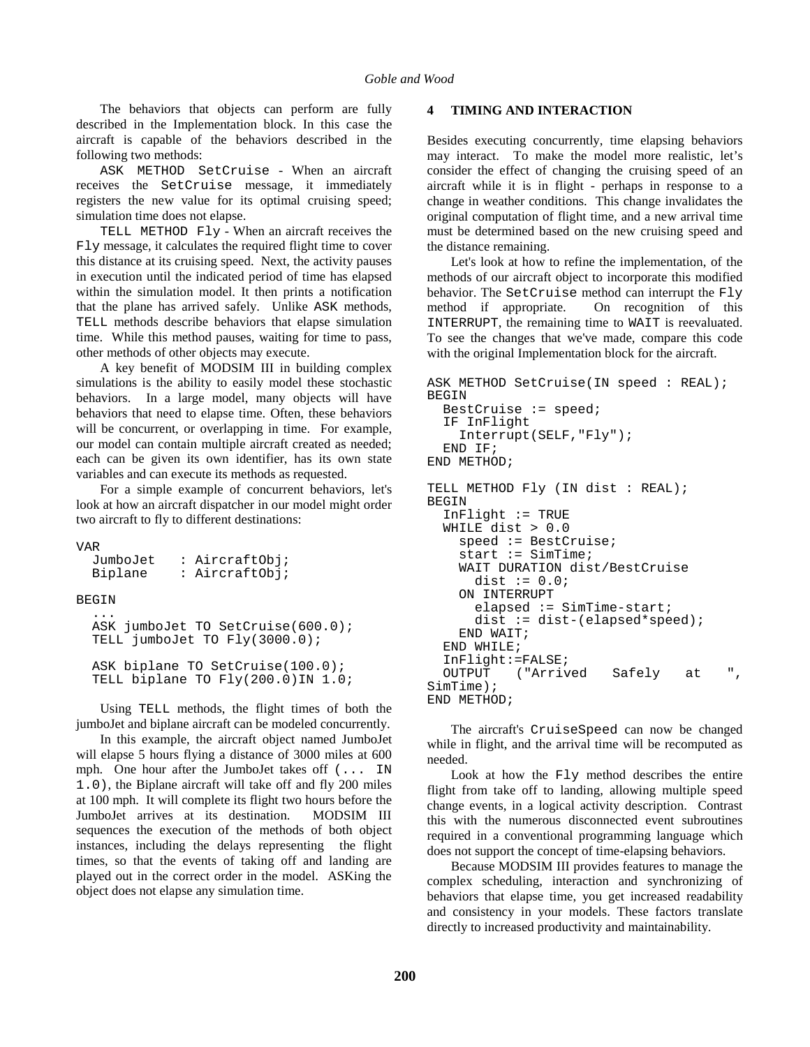The behaviors that objects can perform are fully described in the Implementation block. In this case the aircraft is capable of the behaviors described in the following two methods:

ASK METHOD SetCruise - When an aircraft receives the SetCruise message, it immediately registers the new value for its optimal cruising speed; simulation time does not elapse.

TELL METHOD Fly - When an aircraft receives the Fly message, it calculates the required flight time to cover this distance at its cruising speed. Next, the activity pauses in execution until the indicated period of time has elapsed within the simulation model. It then prints a notification that the plane has arrived safely. Unlike ASK methods, TELL methods describe behaviors that elapse simulation time. While this method pauses, waiting for time to pass, other methods of other objects may execute.

A key benefit of MODSIM III in building complex simulations is the ability to easily model these stochastic behaviors. In a large model, many objects will have behaviors that need to elapse time. Often, these behaviors will be concurrent, or overlapping in time. For example, our model can contain multiple aircraft created as needed; each can be given its own identifier, has its own state variables and can execute its methods as requested.

For a simple example of concurrent behaviors, let's look at how an aircraft dispatcher in our model might order two aircraft to fly to different destinations:

```
VAR
  JumboJet   : AircraftObj;
  Biplane    : AircraftObj;

BEGIN
  ...
  ASK jumboJet TO SetCruise(600.0);
  TELL jumboJet TO Fly(3000.0);

  ASK biplane TO SetCruise(100.0);
  TELL biplane TO Fly(200.0)IN 1.0;
```

Using TELL methods, the flight times of both the jumboJet and biplane aircraft can be modeled concurrently.

In this example, the aircraft object named JumboJet will elapse 5 hours flying a distance of 3000 miles at 600 mph. One hour after the JumboJet takes off (... IN 1.0), the Biplane aircraft will take off and fly 200 miles at 100 mph. It will complete its flight two hours before the JumboJet arrives at its destination. MODSIM III sequences the execution of the methods of both object instances, including the delays representing the flight times, so that the events of taking off and landing are played out in the correct order in the model. ASKing the object does not elapse any simulation time.

## 4 TIMING AND INTERACTION

Besides executing concurrently, time elapsing behaviors may interact. To make the model more realistic, let's consider the effect of changing the cruising speed of an aircraft while it is in flight - perhaps in response to a change in weather conditions. This change invalidates the original computation of flight time, and a new arrival time must be determined based on the new cruising speed and the distance remaining.

Let's look at how to refine the implementation, of the methods of our aircraft object to incorporate this modified behavior. The SetCruise method can interrupt the Fly method if appropriate. On recognition of this INTERRUPT, the remaining time to WAIT is reevaluated. To see the changes that we've made, compare this code with the original Implementation block for the aircraft.

```
ASK METHOD SetCruise(IN speed : REAL);
BEGIN
  BestCruise := speed;
  IF InFlight
    Interrupt(SELF,"Fly");
  END IF;
END METHOD;

TELL METHOD Fly (IN dist : REAL);
BEGIN
  InFlight := TRUE
  WHILE dist > 0.0
    speed := BestCruise;
    start := SimTime;
    WAIT DURATION dist/BestCruise
      dist := 0.0;
    ON INTERRUPT
      elapsed := SimTime-start;
      dist := dist-(elapsed*speed);
    END WAIT;
  END WHILE;
  InFlight:=FALSE;
  OUTPUT   ("Arrived   Safely   at   ",
SimTime);
END METHOD;
```

The aircraft's CruiseSpeed can now be changed while in flight, and the arrival time will be recomputed as needed.

Look at how the Fly method describes the entire flight from take off to landing, allowing multiple speed change events, in a logical activity description. Contrast this with the numerous disconnected event subroutines required in a conventional programming language which does not support the concept of time-elapsing behaviors.

Because MODSIM III provides features to manage the complex scheduling, interaction and synchronizing of behaviors that elapse time, you get increased readability and consistency in your models. These factors translate directly to increased productivity and maintainability.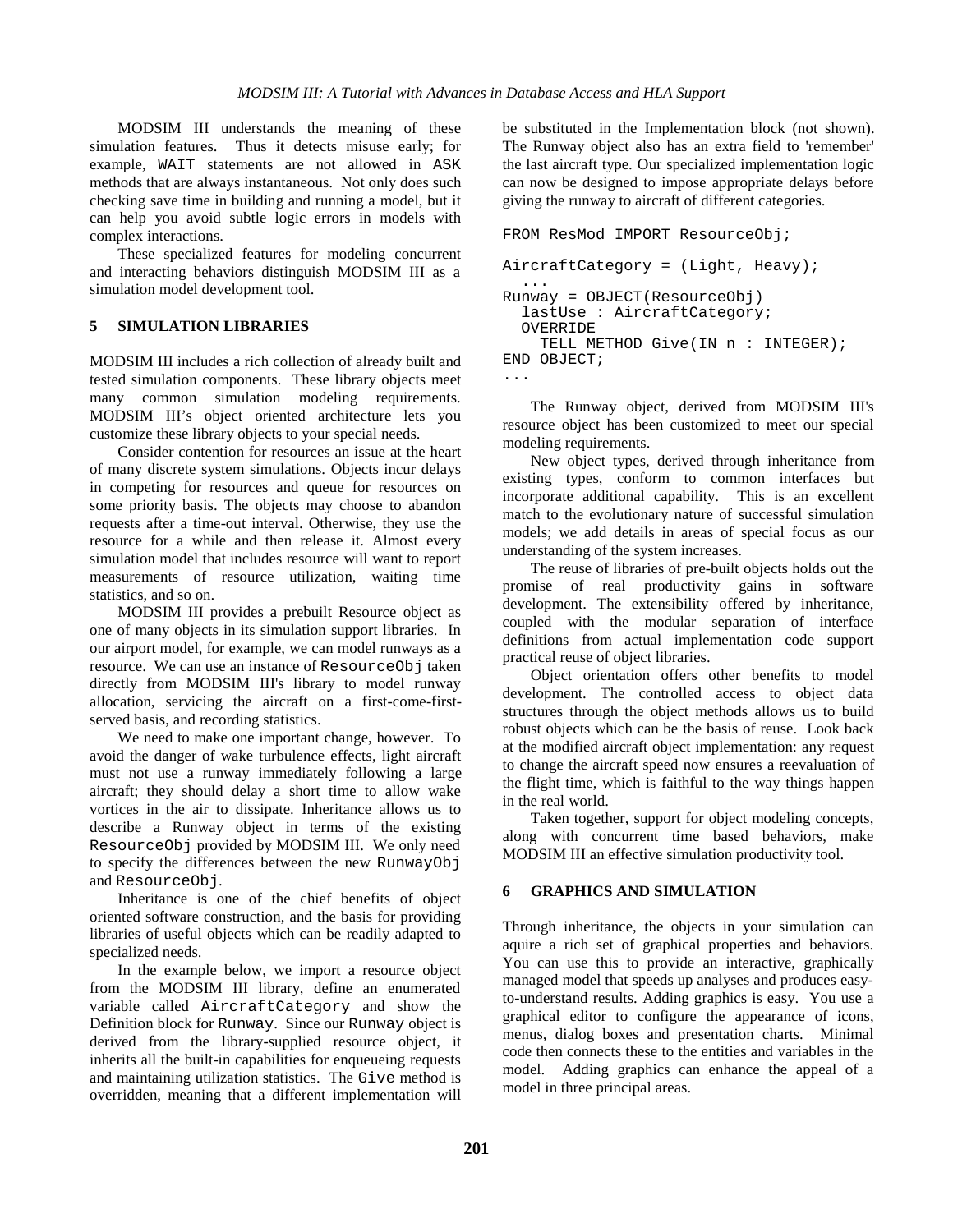MODSIM III understands the meaning of these simulation features. Thus it detects misuse early; for example, WAIT statements are not allowed in ASK methods that are always instantaneous. Not only does such checking save time in building and running a model, but it can help you avoid subtle logic errors in models with complex interactions.

These specialized features for modeling concurrent and interacting behaviors distinguish MODSIM III as a simulation model development tool.

## 5 SIMULATION LIBRARIES

MODSIM III includes a rich collection of already built and tested simulation components. These library objects meet many common simulation modeling requirements. MODSIM III's object oriented architecture lets you customize these library objects to your special needs.

Consider contention for resources an issue at the heart of many discrete system simulations. Objects incur delays in competing for resources and queue for resources on some priority basis. The objects may choose to abandon requests after a time-out interval. Otherwise, they use the resource for a while and then release it. Almost every simulation model that includes resource will want to report measurements of resource utilization, waiting time statistics, and so on.

MODSIM III provides a prebuilt Resource object as one of many objects in its simulation support libraries. In our airport model, for example, we can model runways as a resource. We can use an instance of ResourceObj taken directly from MODSIM III's library to model runway allocation, servicing the aircraft on a first-come-first-served basis, and recording statistics.

We need to make one important change, however. To avoid the danger of wake turbulence effects, light aircraft must not use a runway immediately following a large aircraft; they should delay a short time to allow wake vortices in the air to dissipate. Inheritance allows us to describe a Runway object in terms of the existing ResourceObj provided by MODSIM III. We only need to specify the differences between the new RunwayObj and ResourceObj.

Inheritance is one of the chief benefits of object oriented software construction, and the basis for providing libraries of useful objects which can be readily adapted to specialized needs.

In the example below, we import a resource object from the MODSIM III library, define an enumerated variable called AircraftCategory and show the Definition block for Runway. Since our Runway object is derived from the library-supplied resource object, it inherits all the built-in capabilities for enqueueing requests and maintaining utilization statistics. The Give method is overridden, meaning that a different implementation will be substituted in the Implementation block (not shown). The Runway object also has an extra field to 'remember' the last aircraft type. Our specialized implementation logic can now be designed to impose appropriate delays before giving the runway to aircraft of different categories.

```
FROM ResMod IMPORT ResourceObj;

AircraftCategory = (Light, Heavy);
  ...
Runway = OBJECT(ResourceObj)
  lastUse : AircraftCategory;
  OVERRIDE
    TELL METHOD Give(IN n : INTEGER);
END OBJECT;
...
```

The Runway object, derived from MODSIM III's resource object has been customized to meet our special modeling requirements.

New object types, derived through inheritance from existing types, conform to common interfaces but incorporate additional capability. This is an excellent match to the evolutionary nature of successful simulation models; we add details in areas of special focus as our understanding of the system increases.

The reuse of libraries of pre-built objects holds out the promise of real productivity gains in software development. The extensibility offered by inheritance, coupled with the modular separation of interface definitions from actual implementation code support practical reuse of object libraries.

Object orientation offers other benefits to model development. The controlled access to object data structures through the object methods allows us to build robust objects which can be the basis of reuse. Look back at the modified aircraft object implementation: any request to change the aircraft speed now ensures a reevaluation of the flight time, which is faithful to the way things happen in the real world.

Taken together, support for object modeling concepts, along with concurrent time based behaviors, make MODSIM III an effective simulation productivity tool.

## 6 GRAPHICS AND SIMULATION

Through inheritance, the objects in your simulation can aquire a rich set of graphical properties and behaviors. You can use this to provide an interactive, graphically managed model that speeds up analyses and produces easy-to-understand results. Adding graphics is easy. You use a graphical editor to configure the appearance of icons, menus, dialog boxes and presentation charts. Minimal code then connects these to the entities and variables in the model. Adding graphics can enhance the appeal of a model in three principal areas.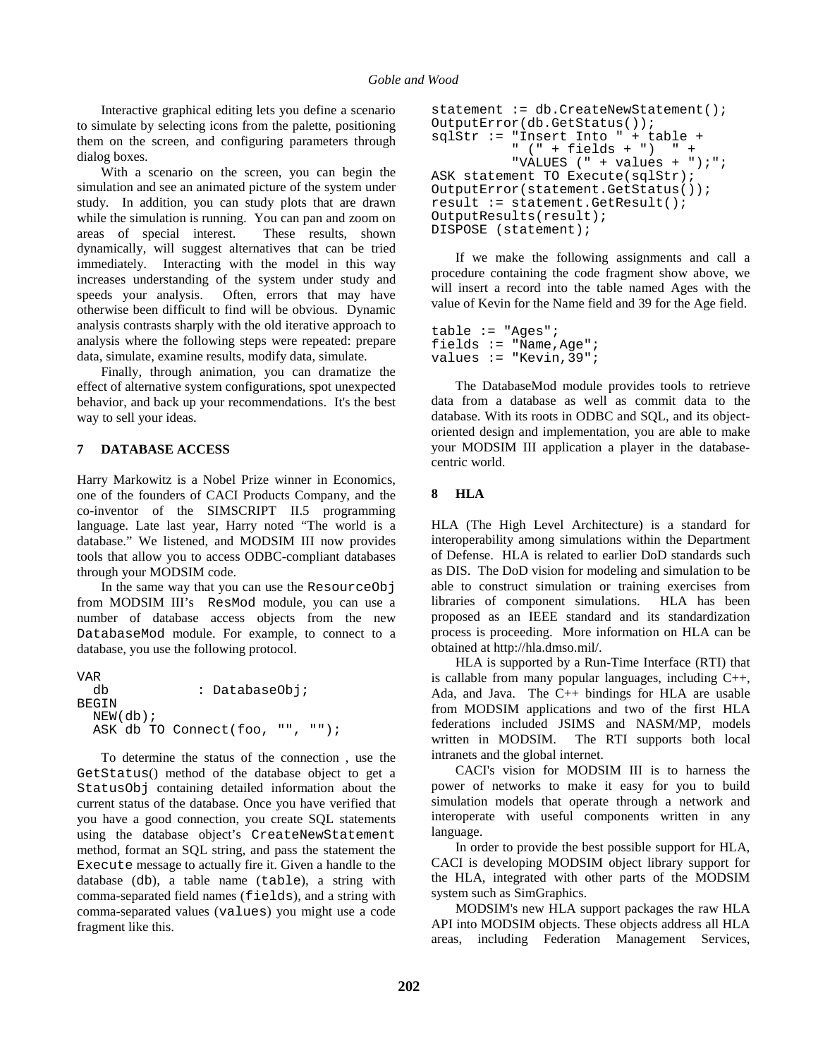Interactive graphical editing lets you define a scenario to simulate by selecting icons from the palette, positioning them on the screen, and configuring parameters through dialog boxes.

With a scenario on the screen, you can begin the simulation and see an animated picture of the system under study. In addition, you can study plots that are drawn while the simulation is running. You can pan and zoom on areas of special interest. These results, shown dynamically, will suggest alternatives that can be tried immediately. Interacting with the model in this way increases understanding of the system under study and speeds your analysis. Often, errors that may have otherwise been difficult to find will be obvious. Dynamic analysis contrasts sharply with the old iterative approach to analysis where the following steps were repeated: prepare data, simulate, examine results, modify data, simulate.

Finally, through animation, you can dramatize the effect of alternative system configurations, spot unexpected behavior, and back up your recommendations. It's the best way to sell your ideas.

## 7 DATABASE ACCESS

Harry Markowitz is a Nobel Prize winner in Economics, one of the founders of CACI Products Company, and the co-inventor of the SIMSCRIPT II.5 programming language. Late last year, Harry noted "The world is a database." We listened, and MODSIM III now provides tools that allow you to access ODBC-compliant databases through your MODSIM code.

In the same way that you can use the `ResourceObj` from MODSIM III's `ResMod` module, you can use a number of database access objects from the new `DatabaseMod` module. For example, to connect to a database, you use the following protocol.

```
VAR
  db            : DatabaseObj;
BEGIN
  NEW(db);
  ASK db TO Connect(foo, "", "");
```

To determine the status of the connection , use the `GetStatus()` method of the database object to get a `StatusObj` containing detailed information about the current status of the database. Once you have verified that you have a good connection, you create SQL statements using the database object's `CreateNewStatement` method, format an SQL string, and pass the statement the `Execute` message to actually fire it. Given a handle to the database (`db`), a table name (`table`), a string with comma-separated field names (`fields`), and a string with comma-separated values (`values`) you might use a code fragment like this.

```
statement := db.CreateNewStatement();
OutputError(db.GetStatus());
sqlStr := "Insert Into " + table +
          " (" + fields + ")  " +
          "VALUES (" + values + ");";
ASK statement TO Execute(sqlStr);
OutputError(statement.GetStatus());
result := statement.GetResult();
OutputResults(result);
DISPOSE (statement);
```

If we make the following assignments and call a procedure containing the code fragment show above, we will insert a record into the table named Ages with the value of Kevin for the Name field and 39 for the Age field.

```
table := "Ages";
fields := "Name,Age";
values := "Kevin,39";
```

The DatabaseMod module provides tools to retrieve data from a database as well as commit data to the database. With its roots in ODBC and SQL, and its object-oriented design and implementation, you are able to make your MODSIM III application a player in the database-centric world.

## 8 HLA

HLA (The High Level Architecture) is a standard for interoperability among simulations within the Department of Defense. HLA is related to earlier DoD standards such as DIS. The DoD vision for modeling and simulation to be able to construct simulation or training exercises from libraries of component simulations. HLA has been proposed as an IEEE standard and its standardization process is proceeding. More information on HLA can be obtained at http://hla.dmso.mil/.

HLA is supported by a Run-Time Interface (RTI) that is callable from many popular languages, including C++, Ada, and Java. The C++ bindings for HLA are usable from MODSIM applications and two of the first HLA federations included JSIMS and NASM/MP, models written in MODSIM. The RTI supports both local intranets and the global internet.

CACI's vision for MODSIM III is to harness the power of networks to make it easy for you to build simulation models that operate through a network and interoperate with useful components written in any language.

In order to provide the best possible support for HLA, CACI is developing MODSIM object library support for the HLA, integrated with other parts of the MODSIM system such as SimGraphics.

MODSIM's new HLA support packages the raw HLA API into MODSIM objects. These objects address all HLA areas, including Federation Management Services,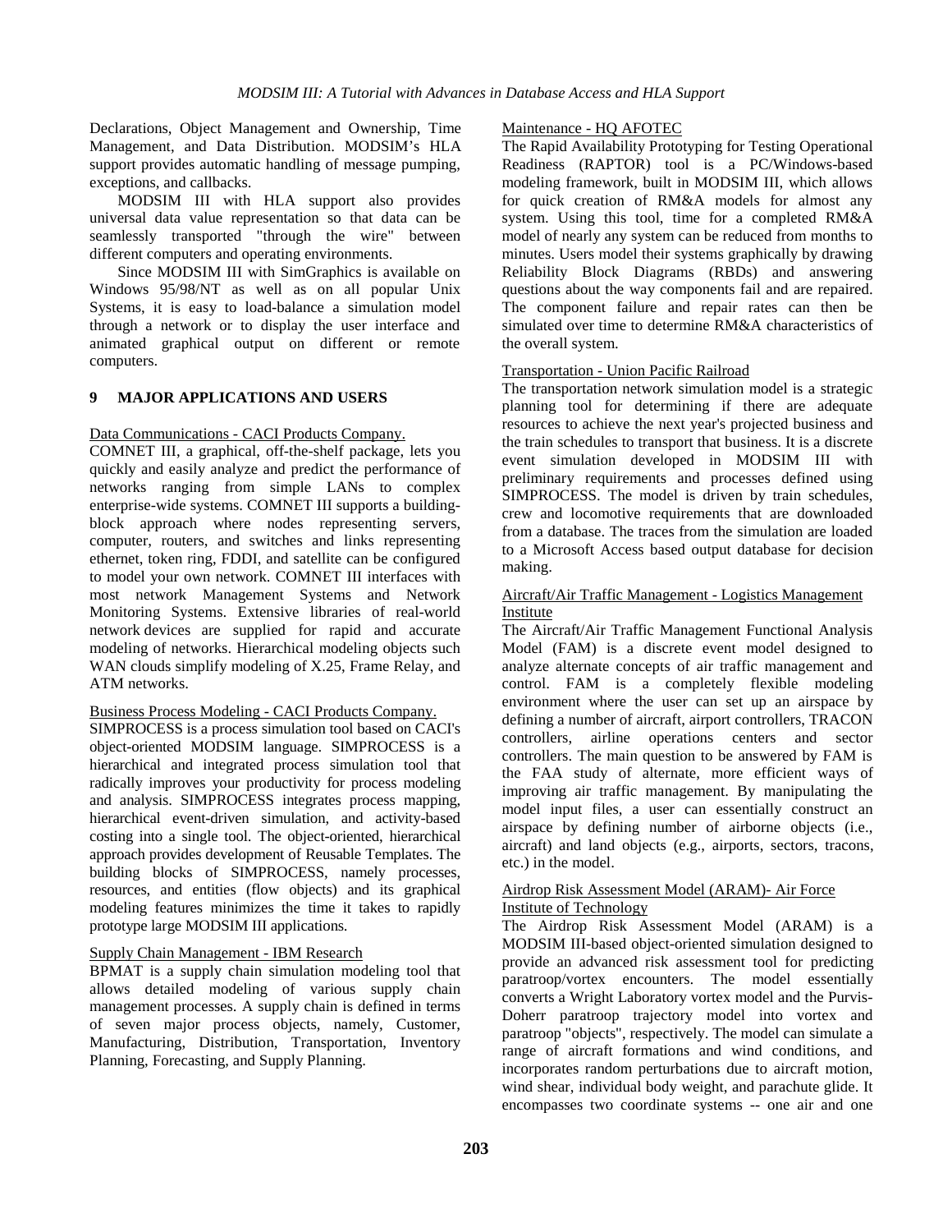Declarations, Object Management and Ownership, Time Management, and Data Distribution. MODSIM's HLA support provides automatic handling of message pumping, exceptions, and callbacks.

MODSIM III with HLA support also provides universal data value representation so that data can be seamlessly transported "through the wire" between different computers and operating environments.

Since MODSIM III with SimGraphics is available on Windows 95/98/NT as well as on all popular Unix Systems, it is easy to load-balance a simulation model through a network or to display the user interface and animated graphical output on different or remote computers.

## 9 MAJOR APPLICATIONS AND USERS

Data Communications - CACI Products Company.

COMNET III, a graphical, off-the-shelf package, lets you quickly and easily analyze and predict the performance of networks ranging from simple LANs to complex enterprise-wide systems. COMNET III supports a building-block approach where nodes representing servers, computer, routers, and switches and links representing ethernet, token ring, FDDI, and satellite can be configured to model your own network. COMNET III interfaces with most network Management Systems and Network Monitoring Systems. Extensive libraries of real-world network devices are supplied for rapid and accurate modeling of networks. Hierarchical modeling objects such WAN clouds simplify modeling of X.25, Frame Relay, and ATM networks.

Business Process Modeling - CACI Products Company.

SIMPROCESS is a process simulation tool based on CACI's object-oriented MODSIM language. SIMPROCESS is a hierarchical and integrated process simulation tool that radically improves your productivity for process modeling and analysis. SIMPROCESS integrates process mapping, hierarchical event-driven simulation, and activity-based costing into a single tool. The object-oriented, hierarchical approach provides development of Reusable Templates. The building blocks of SIMPROCESS, namely processes, resources, and entities (flow objects) and its graphical modeling features minimizes the time it takes to rapidly prototype large MODSIM III applications.

Supply Chain Management - IBM Research

BPMAT is a supply chain simulation modeling tool that allows detailed modeling of various supply chain management processes. A supply chain is defined in terms of seven major process objects, namely, Customer, Manufacturing, Distribution, Transportation, Inventory Planning, Forecasting, and Supply Planning.

Maintenance - HQ AFOTEC

The Rapid Availability Prototyping for Testing Operational Readiness (RAPTOR) tool is a PC/Windows-based modeling framework, built in MODSIM III, which allows for quick creation of RM&A models for almost any system. Using this tool, time for a completed RM&A model of nearly any system can be reduced from months to minutes. Users model their systems graphically by drawing Reliability Block Diagrams (RBDs) and answering questions about the way components fail and are repaired. The component failure and repair rates can then be simulated over time to determine RM&A characteristics of the overall system.

Transportation - Union Pacific Railroad

The transportation network simulation model is a strategic planning tool for determining if there are adequate resources to achieve the next year's projected business and the train schedules to transport that business. It is a discrete event simulation developed in MODSIM III with preliminary requirements and processes defined using SIMPROCESS. The model is driven by train schedules, crew and locomotive requirements that are downloaded from a database. The traces from the simulation are loaded to a Microsoft Access based output database for decision making.

Aircraft/Air Traffic Management - Logistics Management Institute

The Aircraft/Air Traffic Management Functional Analysis Model (FAM) is a discrete event model designed to analyze alternate concepts of air traffic management and control. FAM is a completely flexible modeling environment where the user can set up an airspace by defining a number of aircraft, airport controllers, TRACON controllers, airline operations centers and sector controllers. The main question to be answered by FAM is the FAA study of alternate, more efficient ways of improving air traffic management. By manipulating the model input files, a user can essentially construct an airspace by defining number of airborne objects (i.e., aircraft) and land objects (e.g., airports, sectors, tracons, etc.) in the model.

Airdrop Risk Assessment Model (ARAM)- Air Force Institute of Technology

The Airdrop Risk Assessment Model (ARAM) is a MODSIM III-based object-oriented simulation designed to provide an advanced risk assessment tool for predicting paratroop/vortex encounters. The model essentially converts a Wright Laboratory vortex model and the Purvis-Doherr paratroop trajectory model into vortex and paratroop "objects", respectively. The model can simulate a range of aircraft formations and wind conditions, and incorporates random perturbations due to aircraft motion, wind shear, individual body weight, and parachute glide. It encompasses two coordinate systems -- one air and one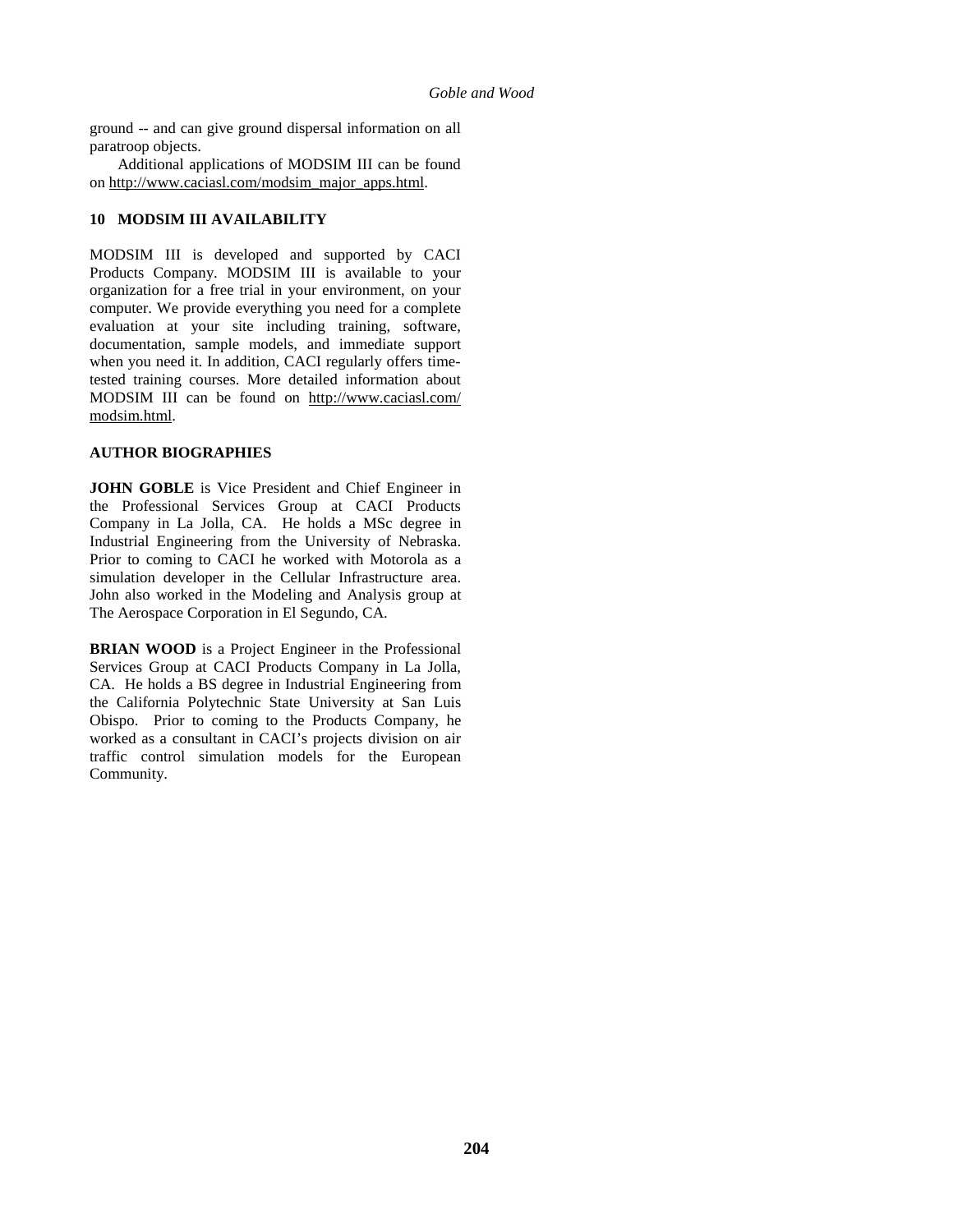ground -- and can give ground dispersal information on all paratroop objects.

Additional applications of MODSIM III can be found on http://www.caciasl.com/modsim_major_apps.html.

## 10 MODSIM III AVAILABILITY

MODSIM III is developed and supported by CACI Products Company. MODSIM III is available to your organization for a free trial in your environment, on your computer. We provide everything you need for a complete evaluation at your site including training, software, documentation, sample models, and immediate support when you need it. In addition, CACI regularly offers time-tested training courses. More detailed information about MODSIM III can be found on http://www.caciasl.com/modsim.html.

## AUTHOR BIOGRAPHIES

**JOHN GOBLE** is Vice President and Chief Engineer in the Professional Services Group at CACI Products Company in La Jolla, CA. He holds a MSc degree in Industrial Engineering from the University of Nebraska. Prior to coming to CACI he worked with Motorola as a simulation developer in the Cellular Infrastructure area. John also worked in the Modeling and Analysis group at The Aerospace Corporation in El Segundo, CA.

**BRIAN WOOD** is a Project Engineer in the Professional Services Group at CACI Products Company in La Jolla, CA. He holds a BS degree in Industrial Engineering from the California Polytechnic State University at San Luis Obispo. Prior to coming to the Products Company, he worked as a consultant in CACI's projects division on air traffic control simulation models for the European Community.